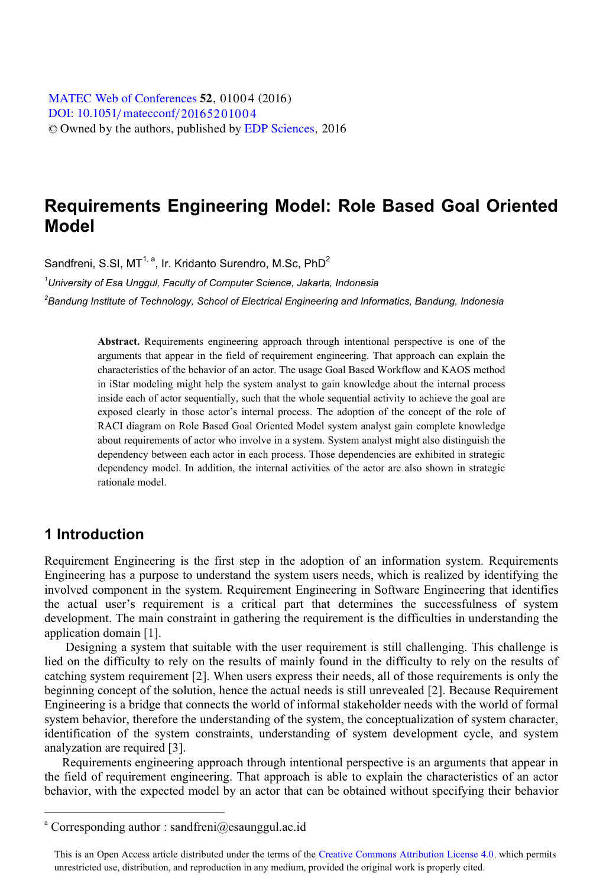# Requirements Engineering Model: Role Based Goal Oriented Model

Sandfreni, S.SI, MT[1, a], Ir. Kridanto Surendro, M.Sc, PhD[2]

[1]*University of Esa Unggul, Faculty of Computer Science, Jakarta, Indonesia*

[2]*Bandung Institute of Technology, School of Electrical Engineering and Informatics, Bandung, Indonesia*

**Abstract.** Requirements engineering approach through intentional perspective is one of the arguments that appear in the field of requirement engineering. That approach can explain the characteristics of the behavior of an actor. The usage Goal Based Workflow and KAOS method in iStar modeling might help the system analyst to gain knowledge about the internal process inside each of actor sequentially, such that the whole sequential activity to achieve the goal are exposed clearly in those actor's internal process. The adoption of the concept of the role of RACI diagram on Role Based Goal Oriented Model system analyst gain complete knowledge about requirements of actor who involve in a system. System analyst might also distinguish the dependency between each actor in each process. Those dependencies are exhibited in strategic dependency model. In addition, the internal activities of the actor are also shown in strategic rationale model.

## 1 Introduction

Requirement Engineering is the first step in the adoption of an information system. Requirements Engineering has a purpose to understand the system users needs, which is realized by identifying the involved component in the system. Requirement Engineering in Software Engineering that identifies the actual user's requirement is a critical part that determines the successfulness of system development. The main constraint in gathering the requirement is the difficulties in understanding the application domain [1].

Designing a system that suitable with the user requirement is still challenging. This challenge is lied on the difficulty to rely on the results of mainly found in the difficulty to rely on the results of catching system requirement [2]. When users express their needs, all of those requirements is only the beginning concept of the solution, hence the actual needs is still unrevealed [2]. Because Requirement Engineering is a bridge that connects the world of informal stakeholder needs with the world of formal system behavior, therefore the understanding of the system, the conceptualization of system character, identification of the system constraints, understanding of system development cycle, and system analyzation are required [3].

Requirements engineering approach through intentional perspective is an arguments that appear in the field of requirement engineering. That approach is able to explain the characteristics of an actor behavior, with the expected model by an actor that can be obtained without specifying their behavior

[a] Corresponding author : sandfreni@esaunggul.ac.id

This is an Open Access article distributed under the terms of the Creative Commons Attribution License 4.0, which permits unrestricted use, distribution, and reproduction in any medium, provided the original work is properly cited.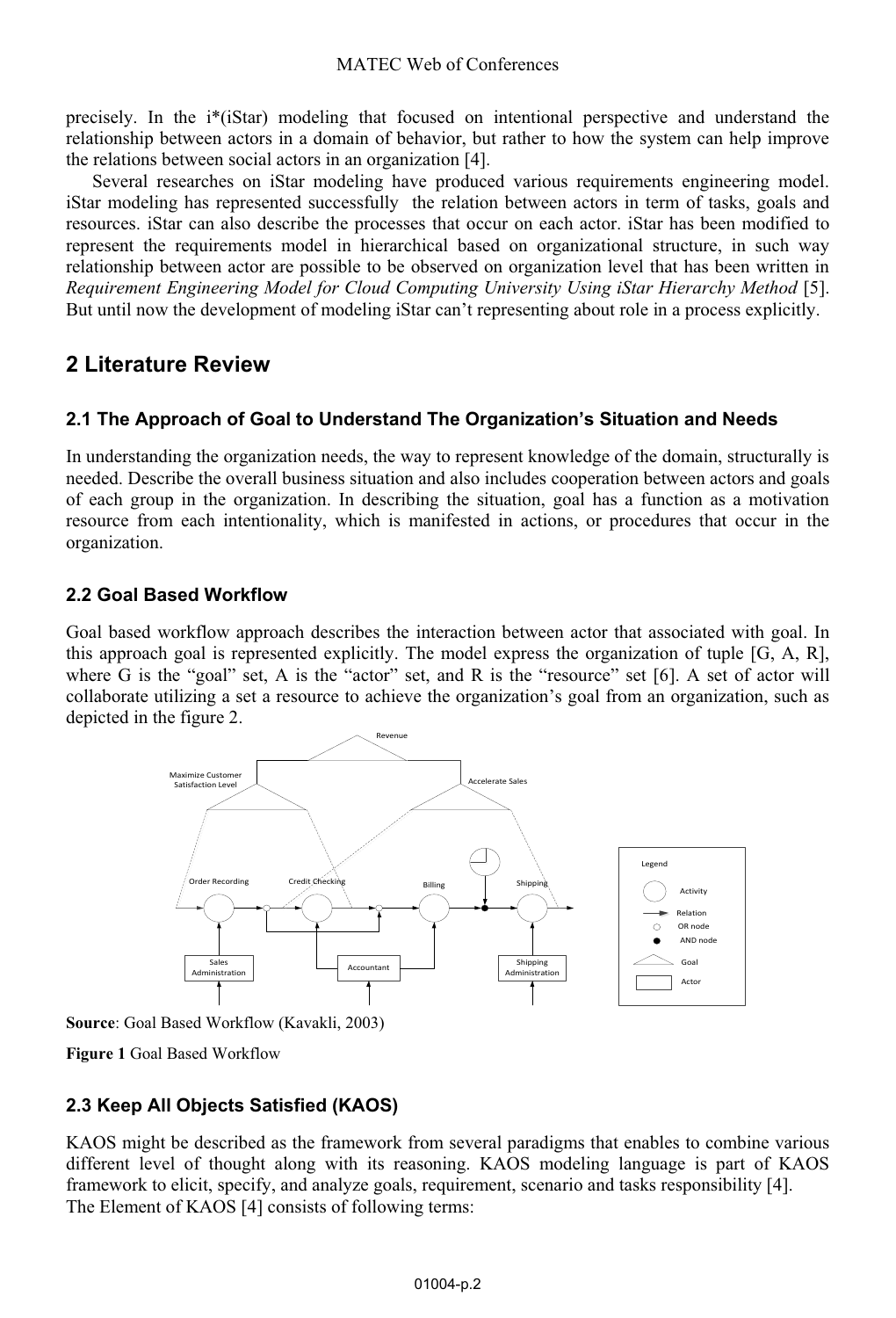precisely. In the i*(iStar) modeling that focused on intentional perspective and understand the relationship between actors in a domain of behavior, but rather to how the system can help improve the relations between social actors in an organization [4].

Several researches on iStar modeling have produced various requirements engineering model. iStar modeling has represented successfully the relation between actors in term of tasks, goals and resources. iStar can also describe the processes that occur on each actor. iStar has been modified to represent the requirements model in hierarchical based on organizational structure, in such way relationship between actor are possible to be observed on organization level that has been written in *Requirement Engineering Model for Cloud Computing University Using iStar Hierarchy Method* [5]. But until now the development of modeling iStar can't representing about role in a process explicitly.

## 2 Literature Review

### 2.1 The Approach of Goal to Understand The Organization's Situation and Needs

In understanding the organization needs, the way to represent knowledge of the domain, structurally is needed. Describe the overall business situation and also includes cooperation between actors and goals of each group in the organization. In describing the situation, goal has a function as a motivation resource from each intentionality, which is manifested in actions, or procedures that occur in the organization.

### 2.2 Goal Based Workflow

Goal based workflow approach describes the interaction between actor that associated with goal. In this approach goal is represented explicitly. The model express the organization of tuple [G, A, R], where G is the "goal" set, A is the "actor" set, and R is the "resource" set [6]. A set of actor will collaborate utilizing a set a resource to achieve the organization's goal from an organization, such as depicted in the figure 2.

**Source**: Goal Based Workflow (Kavakli, 2003)

**Figure 1** Goal Based Workflow

### 2.3 Keep All Objects Satisfied (KAOS)

KAOS might be described as the framework from several paradigms that enables to combine various different level of thought along with its reasoning. KAOS modeling language is part of KAOS framework to elicit, specify, and analyze goals, requirement, scenario and tasks responsibility [4].

The Element of KAOS [4] consists of following terms: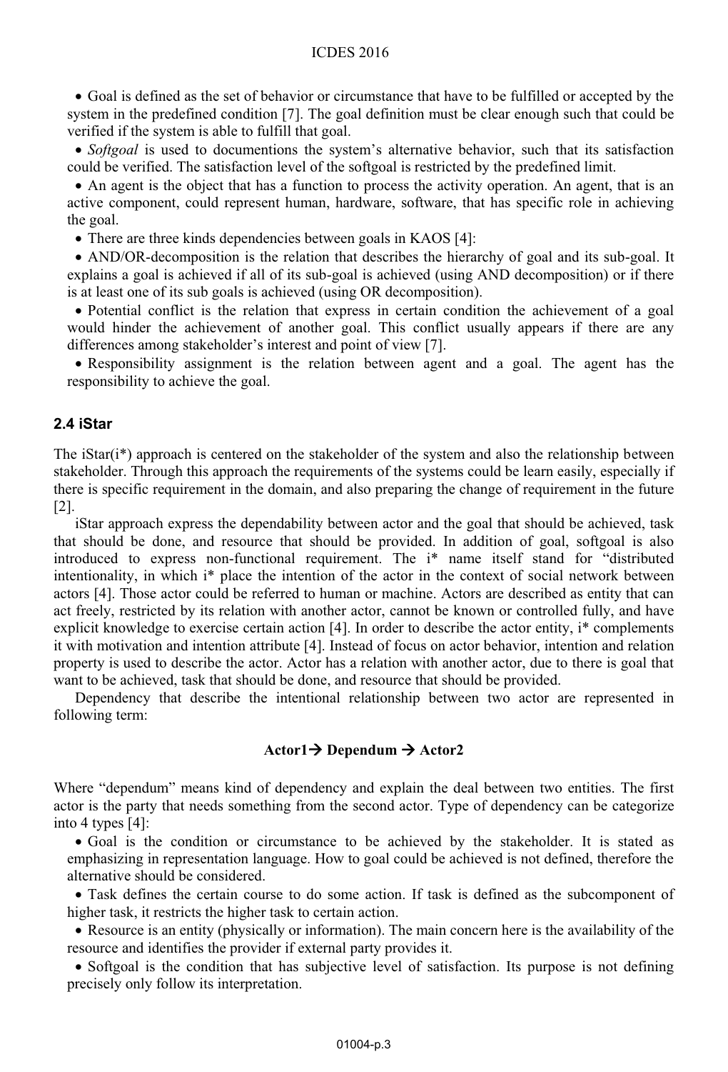- Goal is defined as the set of behavior or circumstance that have to be fulfilled or accepted by the system in the predefined condition [7]. The goal definition must be clear enough such that could be verified if the system is able to fulfill that goal.
- *Softgoal* is used to documentions the system's alternative behavior, such that its satisfaction could be verified. The satisfaction level of the softgoal is restricted by the predefined limit.
- An agent is the object that has a function to process the activity operation. An agent, that is an active component, could represent human, hardware, software, that has specific role in achieving the goal.
- There are three kinds dependencies between goals in KAOS [4]:
- AND/OR-decomposition is the relation that describes the hierarchy of goal and its sub-goal. It explains a goal is achieved if all of its sub-goal is achieved (using AND decomposition) or if there is at least one of its sub goals is achieved (using OR decomposition).
- Potential conflict is the relation that express in certain condition the achievement of a goal would hinder the achievement of another goal. This conflict usually appears if there are any differences among stakeholder's interest and point of view [7].
- Responsibility assignment is the relation between agent and a goal. The agent has the responsibility to achieve the goal.

### 2.4 iStar

The iStar(i*) approach is centered on the stakeholder of the system and also the relationship between stakeholder. Through this approach the requirements of the systems could be learn easily, especially if there is specific requirement in the domain, and also preparing the change of requirement in the future [2].

iStar approach express the dependability between actor and the goal that should be achieved, task that should be done, and resource that should be provided. In addition of goal, softgoal is also introduced to express non-functional requirement. The i* name itself stand for "distributed intentionality, in which i* place the intention of the actor in the context of social network between actors [4]. Those actor could be referred to human or machine. Actors are described as entity that can act freely, restricted by its relation with another actor, cannot be known or controlled fully, and have explicit knowledge to exercise certain action [4]. In order to describe the actor entity, i* complements it with motivation and intention attribute [4]. Instead of focus on actor behavior, intention and relation property is used to describe the actor. Actor has a relation with another actor, due to there is goal that want to be achieved, task that should be done, and resource that should be provided.

Dependency that describe the intentional relationship between two actor are represented in following term:

**Actor1 → Dependum → Actor2**

Where "dependum" means kind of dependency and explain the deal between two entities. The first actor is the party that needs something from the second actor. Type of dependency can be categorize into 4 types [4]:

- Goal is the condition or circumstance to be achieved by the stakeholder. It is stated as emphasizing in representation language. How to goal could be achieved is not defined, therefore the alternative should be considered.
- Task defines the certain course to do some action. If task is defined as the subcomponent of higher task, it restricts the higher task to certain action.
- Resource is an entity (physically or information). The main concern here is the availability of the resource and identifies the provider if external party provides it.
- Softgoal is the condition that has subjective level of satisfaction. Its purpose is not defining precisely only follow its interpretation.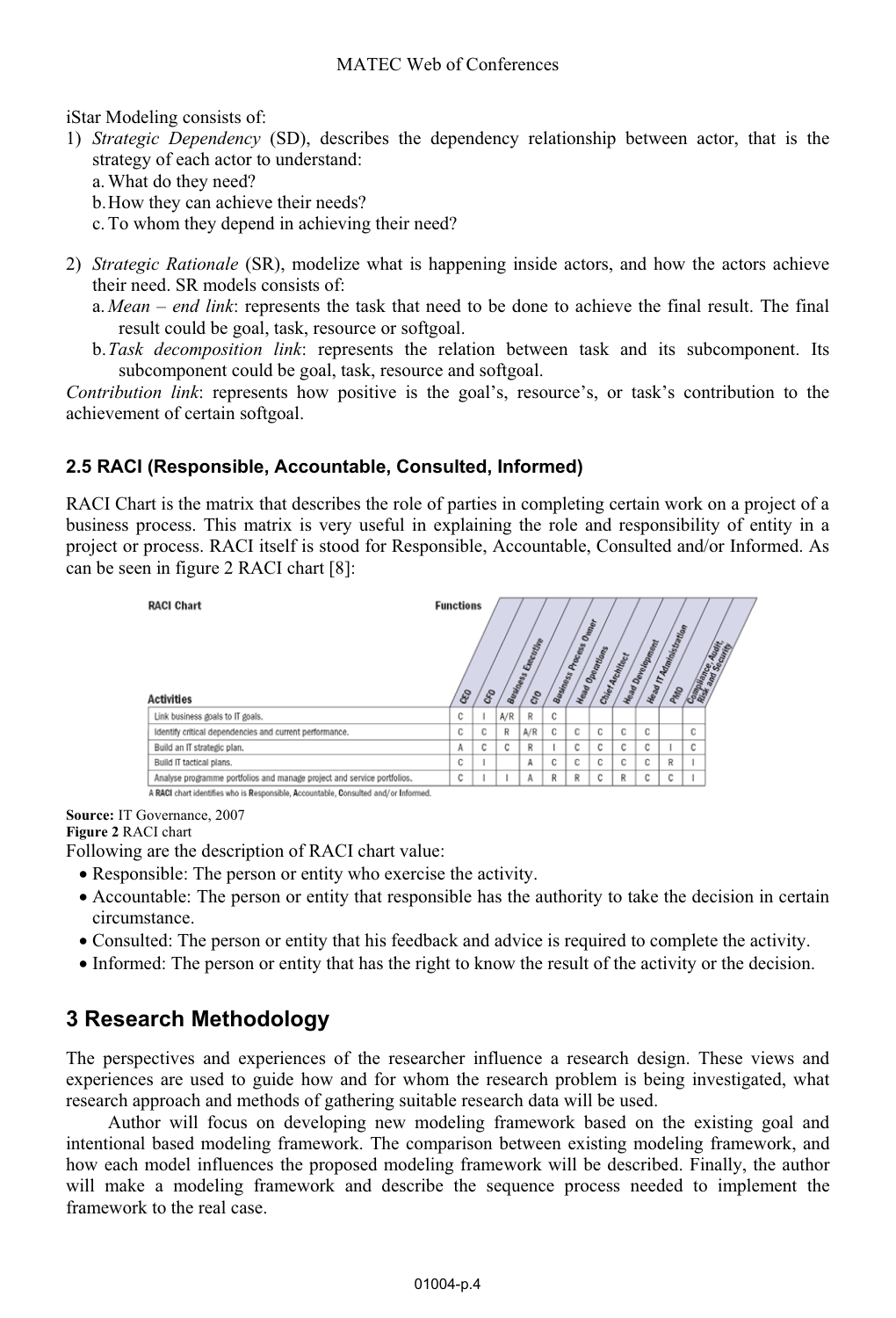iStar Modeling consists of:

1) *Strategic Dependency* (SD), describes the dependency relationship between actor, that is the strategy of each actor to understand:
   a. What do they need?
   b. How they can achieve their needs?
   c. To whom they depend in achieving their need?

2) *Strategic Rationale* (SR), modelize what is happening inside actors, and how the actors achieve their need. SR models consists of:
   a. *Mean – end link*: represents the task that need to be done to achieve the final result. The final result could be goal, task, resource or softgoal.
   b. *Task decomposition link*: represents the relation between task and its subcomponent. Its subcomponent could be goal, task, resource and softgoal.

*Contribution link*: represents how positive is the goal's, resource's, or task's contribution to the achievement of certain softgoal.

### 2.5 RACI (Responsible, Accountable, Consulted, Informed)

RACI Chart is the matrix that describes the role of parties in completing certain work on a project of a business process. This matrix is very useful in explaining the role and responsibility of entity in a project or process. RACI itself is stood for Responsible, Accountable, Consulted and/or Informed. As can be seen in figure 2 RACI chart [8]:

**RACI Chart**

| Activities | CEO | CFO | Business Executive | CIO | Business Process Owner | Head Operations | Chief Architect | Head Development | Head IT Administration | PMO | Compliance, Audit, Risk and Security |
|---|---|---|---|---|---|---|---|---|---|---|---|
| Link business goals to IT goals. | C | I | A/R | R | C | | | | | | |
| Identify critical dependencies and current performance. | C | C | R | A/R | C | C | C | C | C | | C |
| Build an IT strategic plan. | A | C | C | R | I | C | C | C | C | I | C |
| Build IT tactical plans. | C | I | | A | C | C | C | C | C | R | I |
| Analyse programme portfolios and manage project and service portfolios. | C | I | I | A | R | R | C | R | C | C | I |

A RACI chart identifies who is Responsible, Accountable, Consulted and/or Informed.

**Source:** IT Governance, 2007

**Figure 2** RACI chart

Following are the description of RACI chart value:

- Responsible: The person or entity who exercise the activity.
- Accountable: The person or entity that responsible has the authority to take the decision in certain circumstance.
- Consulted: The person or entity that his feedback and advice is required to complete the activity.
- Informed: The person or entity that has the right to know the result of the activity or the decision.

## 3 Research Methodology

The perspectives and experiences of the researcher influence a research design. These views and experiences are used to guide how and for whom the research problem is being investigated, what research approach and methods of gathering suitable research data will be used.

Author will focus on developing new modeling framework based on the existing goal and intentional based modeling framework. The comparison between existing modeling framework, and how each model influences the proposed modeling framework will be described. Finally, the author will make a modeling framework and describe the sequence process needed to implement the framework to the real case.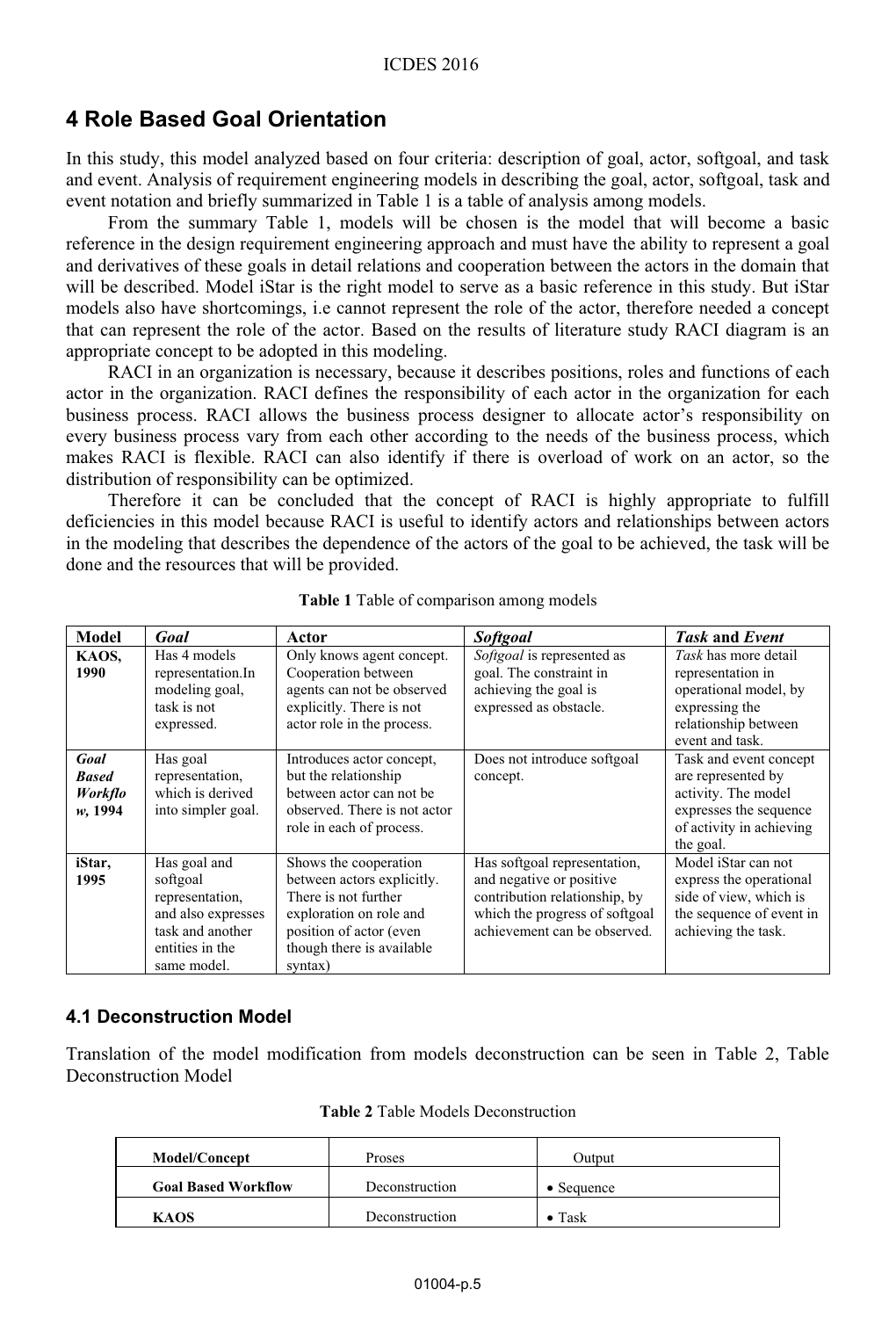## 4 Role Based Goal Orientation

In this study, this model analyzed based on four criteria: description of goal, actor, softgoal, and task and event. Analysis of requirement engineering models in describing the goal, actor, softgoal, task and event notation and briefly summarized in Table 1 is a table of analysis among models.

From the summary Table 1, models will be chosen is the model that will become a basic reference in the design requirement engineering approach and must have the ability to represent a goal and derivatives of these goals in detail relations and cooperation between the actors in the domain that will be described. Model iStar is the right model to serve as a basic reference in this study. But iStar models also have shortcomings, i.e cannot represent the role of the actor, therefore needed a concept that can represent the role of the actor. Based on the results of literature study RACI diagram is an appropriate concept to be adopted in this modeling.

RACI in an organization is necessary, because it describes positions, roles and functions of each actor in the organization. RACI defines the responsibility of each actor in the organization for each business process. RACI allows the business process designer to allocate actor's responsibility on every business process vary from each other according to the needs of the business process, which makes RACI is flexible. RACI can also identify if there is overload of work on an actor, so the distribution of responsibility can be optimized.

Therefore it can be concluded that the concept of RACI is highly appropriate to fulfill deficiencies in this model because RACI is useful to identify actors and relationships between actors in the modeling that describes the dependence of the actors of the goal to be achieved, the task will be done and the resources that will be provided.

**Table 1** Table of comparison among models

| Model | *Goal* | Actor | *Softgoal* | *Task* and *Event* |
|---|---|---|---|---|
| **KAOS, 1990** | Has 4 models representation.In modeling goal, task is not expressed. | Only knows agent concept. Cooperation between agents can not be observed explicitly. There is not actor role in the process. | *Softgoal* is represented as goal. The constraint in achieving the goal is expressed as obstacle. | *Task* has more detail representation in operational model, by expressing the relationship between event and task. |
| ***Goal Based Workflow*, 1994** | Has goal representation, which is derived into simpler goal. | Introduces actor concept, but the relationship between actor can not be observed. There is not actor role in each of process. | Does not introduce softgoal concept. | Task and event concept are represented by activity. The model expresses the sequence of activity in achieving the goal. |
| **iStar, 1995** | Has goal and softgoal representation, and also expresses task and another entities in the same model. | Shows the cooperation between actors explicitly. There is not further exploration on role and position of actor (even though there is available syntax) | Has softgoal representation, and negative or positive contribution relationship, by which the progress of softgoal achievement can be observed. | Model iStar can not express the operational side of view, which is the sequence of event in achieving the task. |

### 4.1 Deconstruction Model

Translation of the model modification from models deconstruction can be seen in Table 2, Table Deconstruction Model

**Table 2** Table Models Deconstruction

| Model/Concept | Proses | Output |
|---|---|---|
| **Goal Based Workflow** | Deconstruction | • Sequence |
| **KAOS** | Deconstruction | • Task |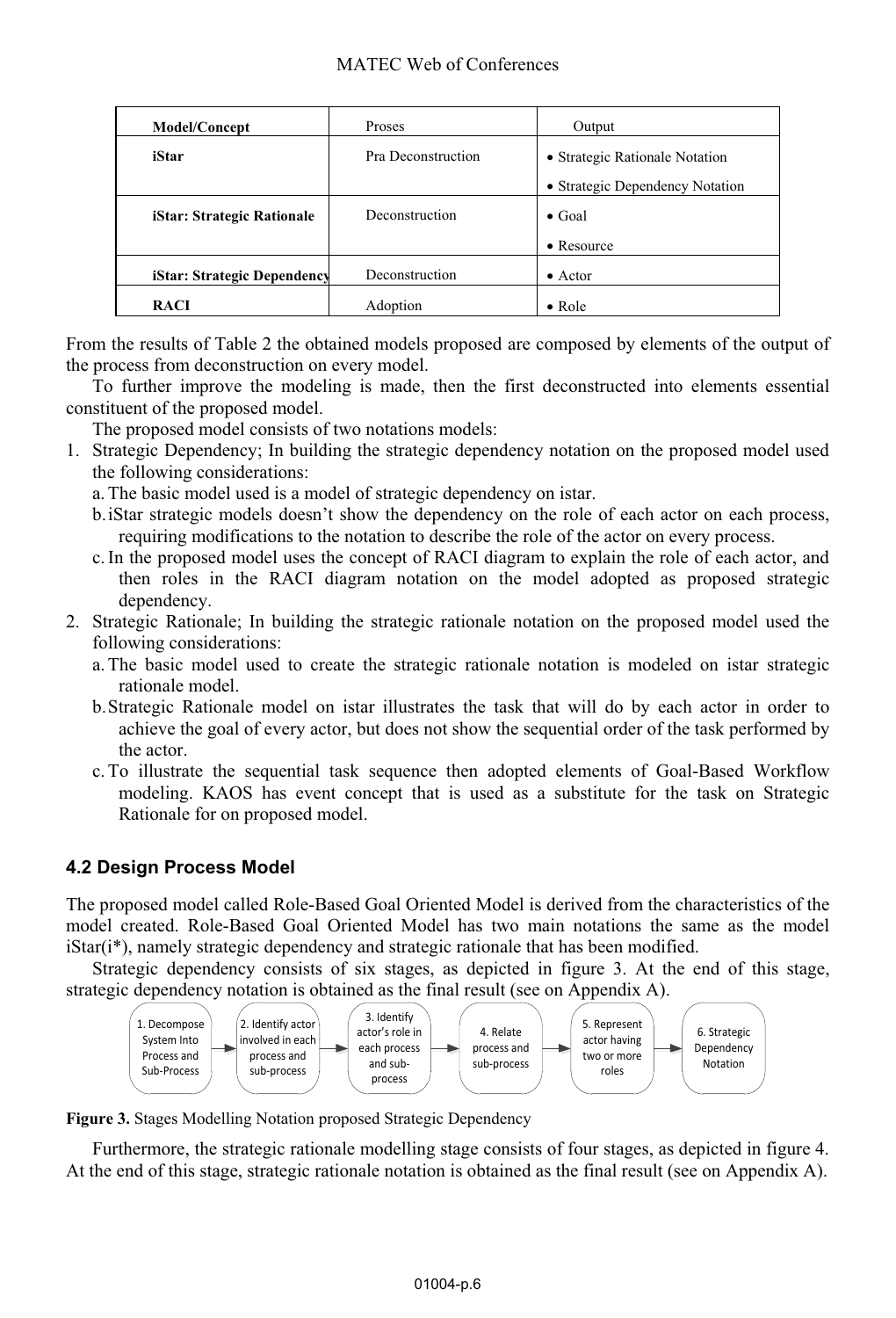| Model/Concept | Proses | Output |
|---|---|---|
| **iStar** | Pra Deconstruction | • Strategic Rationale Notation<br>• Strategic Dependency Notation |
| **iStar: Strategic Rationale** | Deconstruction | • Goal<br>• Resource |
| **iStar: Strategic Dependency** | Deconstruction | • Actor |
| **RACI** | Adoption | • Role |

From the results of Table 2 the obtained models proposed are composed by elements of the output of the process from deconstruction on every model.

To further improve the modeling is made, then the first deconstructed into elements essential constituent of the proposed model.

The proposed model consists of two notations models:

1. Strategic Dependency; In building the strategic dependency notation on the proposed model used the following considerations:
   a. The basic model used is a model of strategic dependency on istar.
   b. iStar strategic models doesn't show the dependency on the role of each actor on each process, requiring modifications to the notation to describe the role of the actor on every process.
   c. In the proposed model uses the concept of RACI diagram to explain the role of each actor, and then roles in the RACI diagram notation on the model adopted as proposed strategic dependency.
2. Strategic Rationale; In building the strategic rationale notation on the proposed model used the following considerations:
   a. The basic model used to create the strategic rationale notation is modeled on istar strategic rationale model.
   b. Strategic Rationale model on istar illustrates the task that will do by each actor in order to achieve the goal of every actor, but does not show the sequential order of the task performed by the actor.
   c. To illustrate the sequential task sequence then adopted elements of Goal-Based Workflow modeling. KAOS has event concept that is used as a substitute for the task on Strategic Rationale for on proposed model.

### 4.2 Design Process Model

The proposed model called Role-Based Goal Oriented Model is derived from the characteristics of the model created. Role-Based Goal Oriented Model has two main notations the same as the model iStar(i*), namely strategic dependency and strategic rationale that has been modified.

Strategic dependency consists of six stages, as depicted in figure 3. At the end of this stage, strategic dependency notation is obtained as the final result (see on Appendix A).

1. Decompose System Into Process and Sub-Process → 2. Identify actor involved in each process and sub-process → 3. Identify actor's role in each process and sub-process → 4. Relate process and sub-process → 5. Represent actor having two or more roles → 6. Strategic Dependency Notation

**Figure 3.** Stages Modelling Notation proposed Strategic Dependency

Furthermore, the strategic rationale modelling stage consists of four stages, as depicted in figure 4. At the end of this stage, strategic rationale notation is obtained as the final result (see on Appendix A).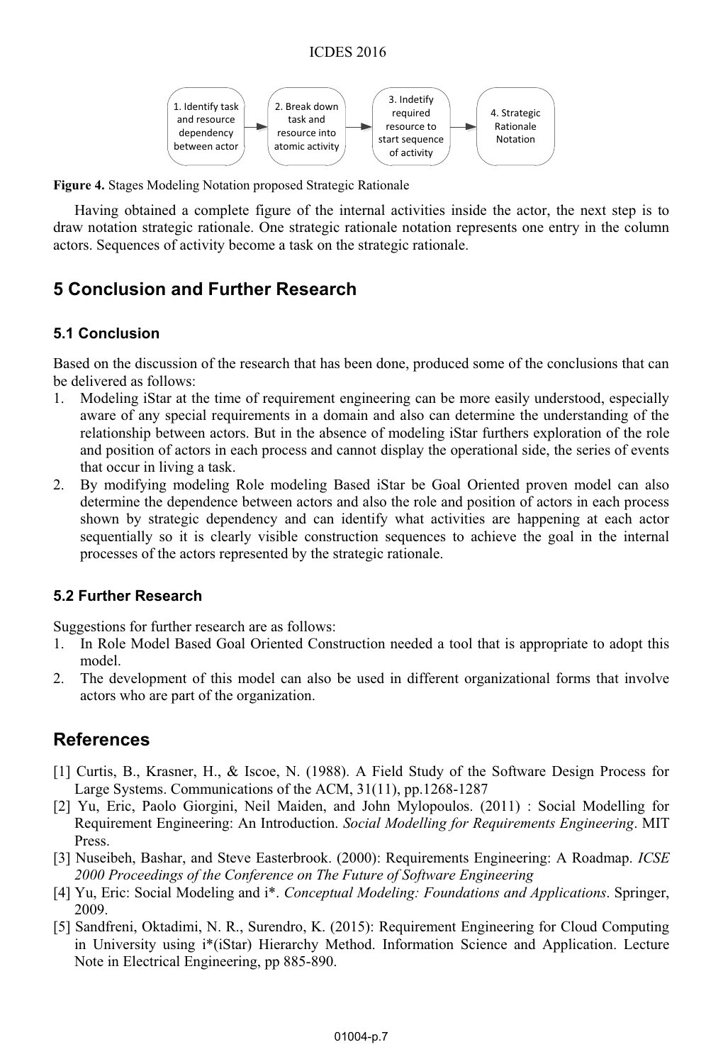1. Identify task and resource dependency between actor → 2. Break down task and resource into atomic activity → 3. Indetify required resource to start sequence of activity → 4. Strategic Rationale Notation

**Figure 4.** Stages Modeling Notation proposed Strategic Rationale

Having obtained a complete figure of the internal activities inside the actor, the next step is to draw notation strategic rationale. One strategic rationale notation represents one entry in the column actors. Sequences of activity become a task on the strategic rationale.

## 5 Conclusion and Further Research

### 5.1 Conclusion

Based on the discussion of the research that has been done, produced some of the conclusions that can be delivered as follows:

1. Modeling iStar at the time of requirement engineering can be more easily understood, especially aware of any special requirements in a domain and also can determine the understanding of the relationship between actors. But in the absence of modeling iStar furthers exploration of the role and position of actors in each process and cannot display the operational side, the series of events that occur in living a task.
2. By modifying modeling Role modeling Based iStar be Goal Oriented proven model can also determine the dependence between actors and also the role and position of actors in each process shown by strategic dependency and can identify what activities are happening at each actor sequentially so it is clearly visible construction sequences to achieve the goal in the internal processes of the actors represented by the strategic rationale.

### 5.2 Further Research

Suggestions for further research are as follows:

1. In Role Model Based Goal Oriented Construction needed a tool that is appropriate to adopt this model.
2. The development of this model can also be used in different organizational forms that involve actors who are part of the organization.

## References

[1] Curtis, B., Krasner, H., & Iscoe, N. (1988). A Field Study of the Software Design Process for Large Systems. Communications of the ACM, 31(11), pp.1268-1287

[2] Yu, Eric, Paolo Giorgini, Neil Maiden, and John Mylopoulos. (2011) : Social Modelling for Requirement Engineering: An Introduction. *Social Modelling for Requirements Engineering*. MIT Press.

[3] Nuseibeh, Bashar, and Steve Easterbrook. (2000): Requirements Engineering: A Roadmap. *ICSE 2000 Proceedings of the Conference on The Future of Software Engineering*

[4] Yu, Eric: Social Modeling and i*. *Conceptual Modeling: Foundations and Applications*. Springer, 2009.

[5] Sandfreni, Oktadimi, N. R., Surendro, K. (2015): Requirement Engineering for Cloud Computing in University using i*(iStar) Hierarchy Method. Information Science and Application. Lecture Note in Electrical Engineering, pp 885-890.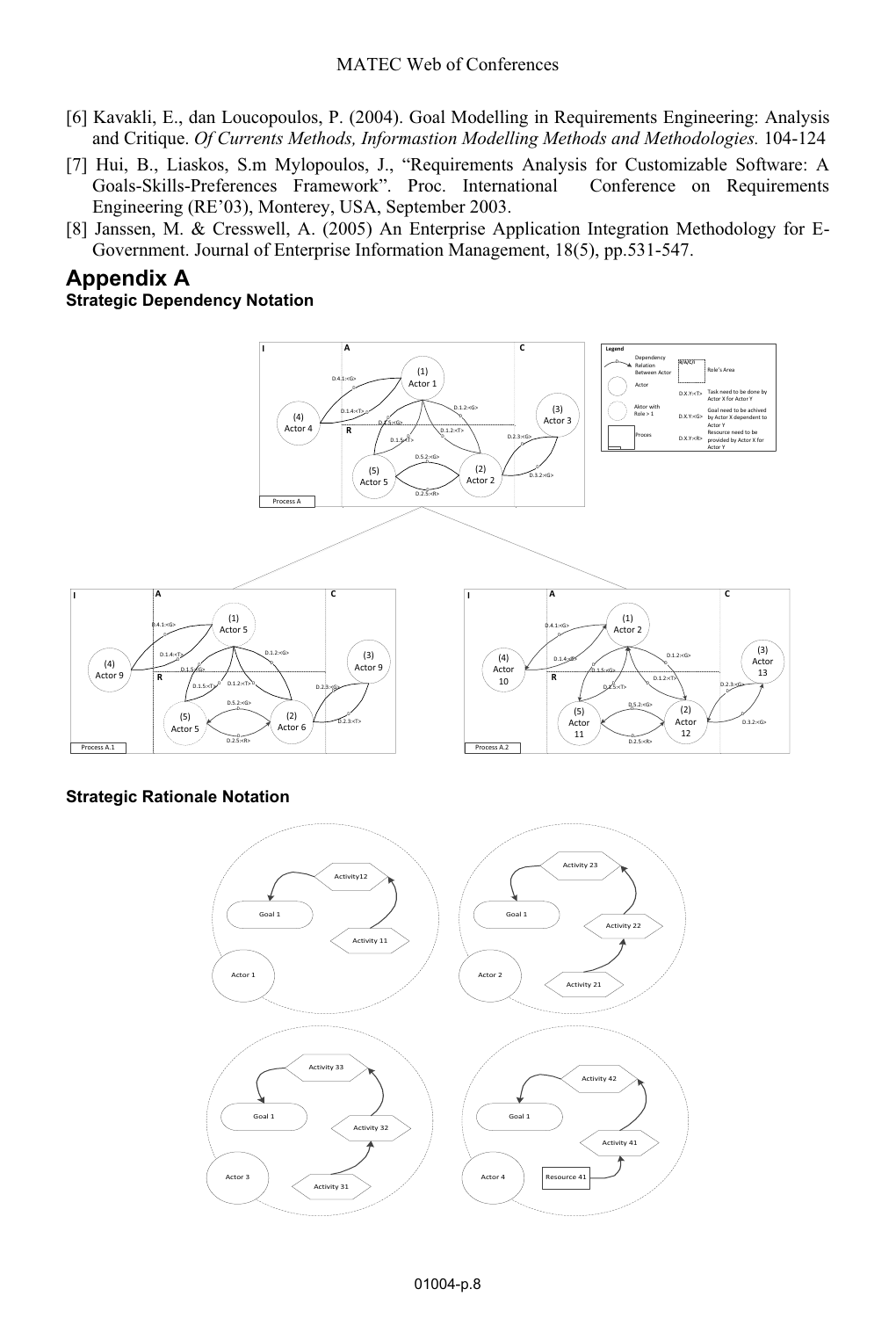[6] Kavakli, E., dan Loucopoulos, P. (2004). Goal Modelling in Requirements Engineering: Analysis and Critique. *Of Currents Methods, Informastion Modelling Methods and Methodologies.* 104-124

[7] Hui, B., Liaskos, S.m Mylopoulos, J., "Requirements Analysis for Customizable Software: A Goals-Skills-Preferences Framework". Proc. International Conference on Requirements Engineering (RE'03), Monterey, USA, September 2003.

[8] Janssen, M. & Cresswell, A. (2005) An Enterprise Application Integration Methodology for E-Government. Journal of Enterprise Information Management, 18(5), pp.531-547.

# Appendix A

### Strategic Dependency Notation

I
A
C
R
(1) Actor 1
(2) Actor 2
(3) Actor 3
(4) Actor 4
(5) Actor 5
D.4.1:<G>
D.1.4:<T>
D.1.5:<G>
D.1.5:<T>
D.1.2:<G>
D.1.2:<T>
D.2.3:<G>
D.3.2:<G>
D.5.2:<G>
D.2.5:<R>
Process A

Legend
Dependency Relation Between Actor
Actor
Aktor with Role > 1
Proces
Role's Area
D.X.Y:<T> Task need to be done by Actor X for Actor Y
D.X.Y:<G> Goal need to be achived by Actor X dependent to Actor Y
D.X.Y:<R> Resource need to be provided by Actor X for Actor Y

I
A
C
R
(1) Actor 5
(2) Actor 6
(3) Actor 9
(4) Actor 9
(5) Actor 5
D.4.1:<G>
D.1.4:<T>
D.1.5:<G>
D.1.5:<T>
D.1.2:<G>
D.1.2:<T>
D.2.3:<G>
D.2.3:<T>
D.5.2:<G>
D.2.5:<R>
Process A.1

I
A
C
R
(1) Actor 2
(2) Actor 12
(3) Actor 13
(4) Actor 10
(5) Actor 11
D.4.1:<G>
D.1.4:<G>
D.1.5:<G>
D.1.5:<T>
D.1.2:<G>
D.1.2:<T>
D.2.3:<G>
D.3.2:<G>
D.5.2:<G>
D.2.5:<R>
Process A.2

### Strategic Rationale Notation

Actor 1
Goal 1
Activity12
Activity 11

Actor 2
Goal 1
Activity 23
Activity 22
Activity 21

Actor 3
Goal 1
Activity 33
Activity 32
Activity 31

Actor 4
Goal 1
Activity 42
Activity 41
Resource 41